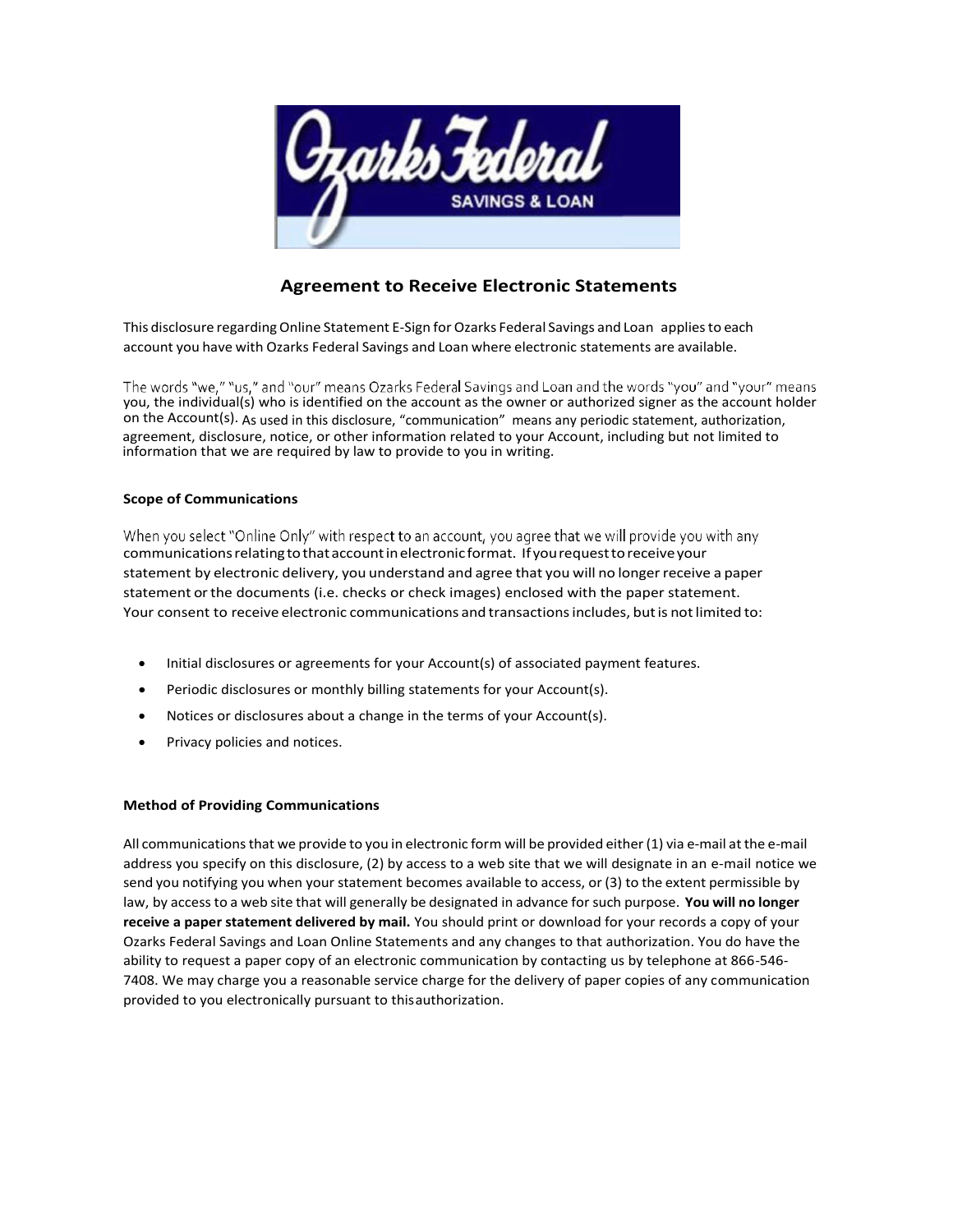# Agreement to Receive Electronic Statements

This disclosure regarding Online Statement E-Sign for Ozarks Federal Savings and Loan applies to each account you have with Ozarks Federal Savings and Loan where electronic statements are available.

The words "we," "us," and "our" means Ozarks Federal Savings and Loan and the words "you" and "your" means you, the individual(s) who is identified on the account as the owner or authorized signer as the account holder on the Account(s). As used in this disclosure, "communication" means any periodic statement, authorization, agreement, disclosure, notice, or other information related to your Account, including but not limited to information that we are required by law to provide to you in writing.

### Scope of Communications

When you select "Online Only" with respect to an account, you agree that we will provide you with any communications relating to that account in electronic format. If you request to receive your statement by electronic delivery, you understand and agree that you will no longer receive a paper statement or the documents (i.e. checks or check images) enclosed with the paper statement. Your consent to receive electronic communications and transactions includes, but is not limited to:

- Initial disclosures or agreements for your Account(s) of associated payment features.
- Periodic disclosures or monthly billing statements for your Account(s).
- Notices or disclosures about a change in the terms of your Account(s).
- Privacy policies and notices.

### Method of Providing Communications

All communications that we provide to you in electronic form will be provided either (1) via e-mail at the e-mail address you specify on this disclosure, (2) by access to a web site that we will designate in an e-mail notice we send you notifying you when your statement becomes available to access, or (3) to the extent permissible by law, by access to a web site that will generally be designated in advance for such purpose. **You will no longer receive a paper statement delivered by mail.** You should print or download for your records a copy of your Ozarks Federal Savings and Loan Online Statements and any changes to that authorization. You do have the ability to request a paper copy of an electronic communication by contacting us by telephone at 866-546-7408. We may charge you a reasonable service charge for the delivery of paper copies of any communication provided to you electronically pursuant to this authorization.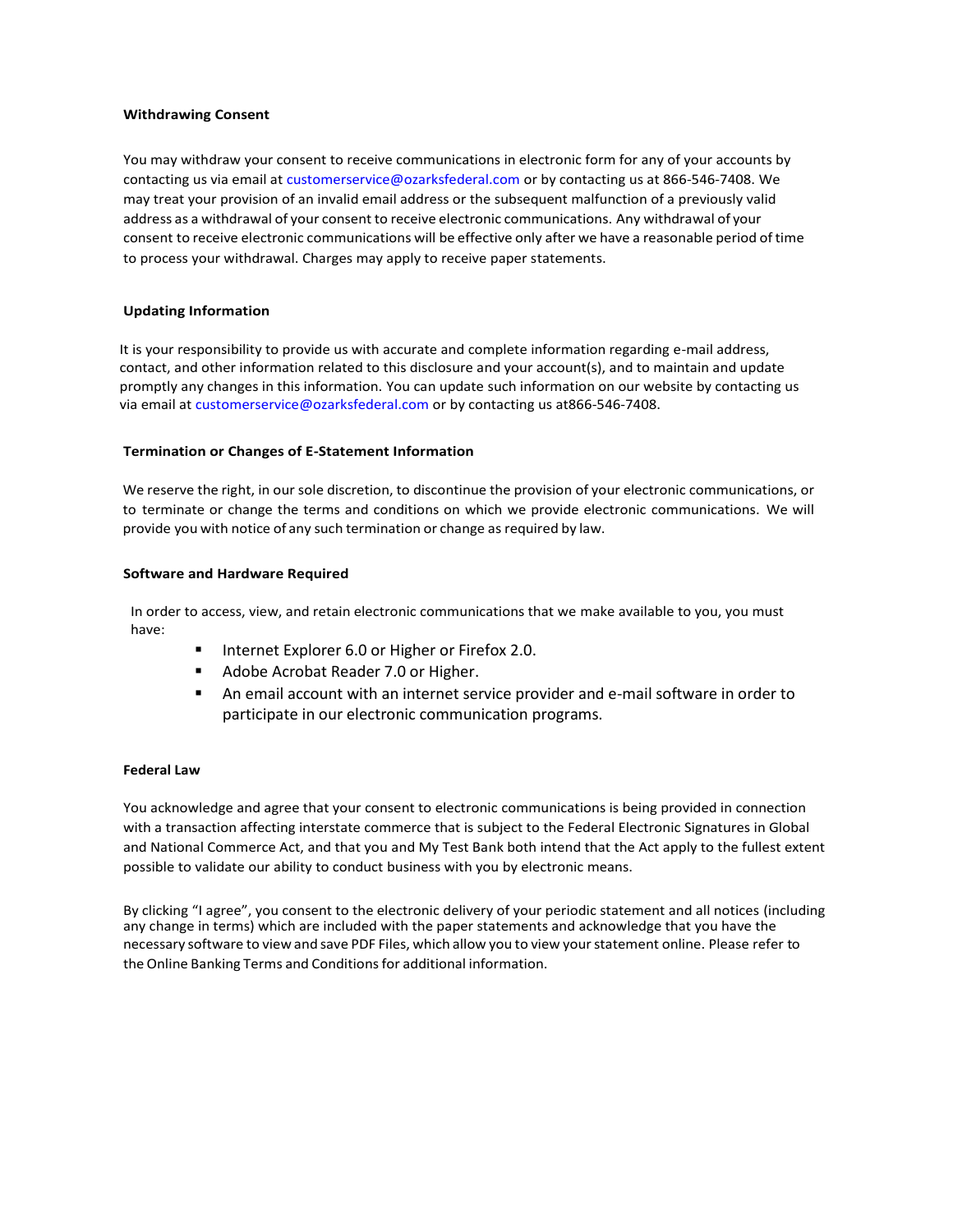**Withdrawing Consent**

You may withdraw your consent to receive communications in electronic form for any of your accounts by contacting us via email at customerservice@ozarksfederal.com or by contacting us at 866-546-7408. We may treat your provision of an invalid email address or the subsequent malfunction of a previously valid address as a withdrawal of your consent to receive electronic communications. Any withdrawal of your consent to receive electronic communications will be effective only after we have a reasonable period of time to process your withdrawal. Charges may apply to receive paper statements.

**Updating Information**

It is your responsibility to provide us with accurate and complete information regarding e-mail address, contact, and other information related to this disclosure and your account(s), and to maintain and update promptly any changes in this information. You can update such information on our website by contacting us via email at customerservice@ozarksfederal.com or by contacting us at866-546-7408.

**Termination or Changes of E-Statement Information**

We reserve the right, in our sole discretion, to discontinue the provision of your electronic communications, or to terminate or change the terms and conditions on which we provide electronic communications. We will provide you with notice of any such termination or change as required by law.

**Software and Hardware Required**

In order to access, view, and retain electronic communications that we make available to you, you must have:

- Internet Explorer 6.0 or Higher or Firefox 2.0.
- Adobe Acrobat Reader 7.0 or Higher.
- An email account with an internet service provider and e-mail software in order to participate in our electronic communication programs.

**Federal Law**

You acknowledge and agree that your consent to electronic communications is being provided in connection with a transaction affecting interstate commerce that is subject to the Federal Electronic Signatures in Global and National Commerce Act, and that you and My Test Bank both intend that the Act apply to the fullest extent possible to validate our ability to conduct business with you by electronic means.

By clicking "I agree", you consent to the electronic delivery of your periodic statement and all notices (including any change in terms) which are included with the paper statements and acknowledge that you have the necessary software to view and save PDF Files, which allow you to view your statement online. Please refer to the Online Banking Terms and Conditions for additional information.